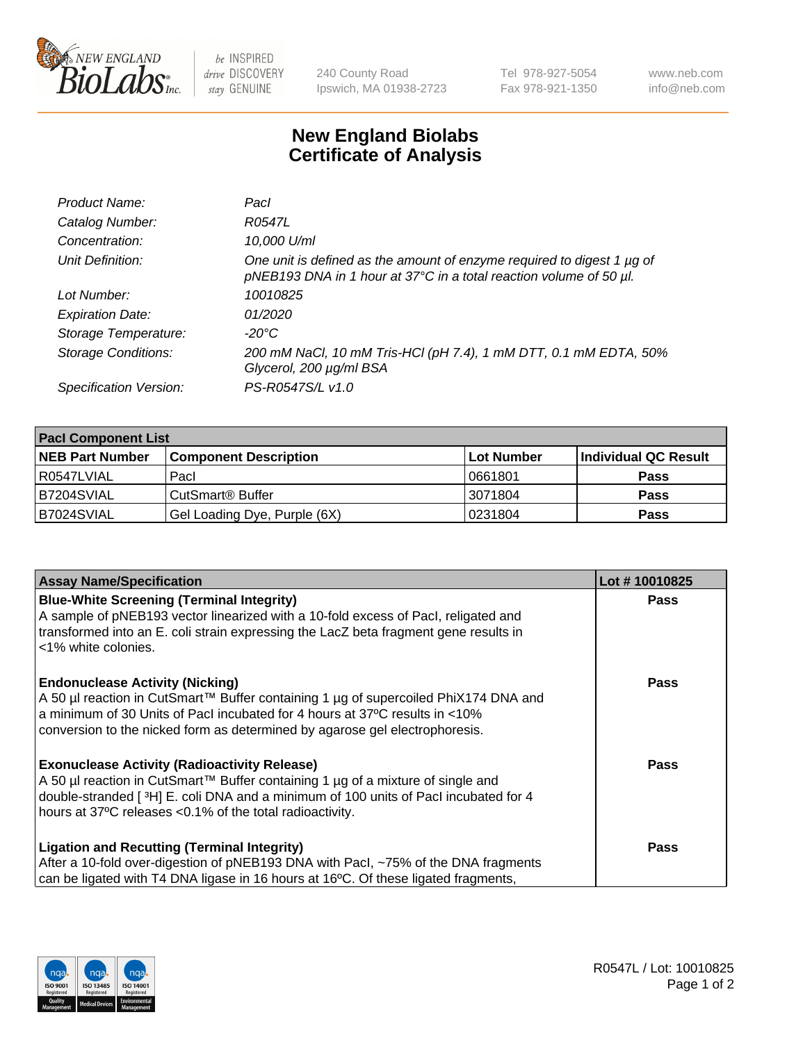New England BioLabs Inc. — be INSPIRED drive DISCOVERY stay GENUINE

240 County Road
Ipswich, MA 01938-2723

Tel 978-927-5054
Fax 978-921-1350

www.neb.com
info@neb.com

# New England Biolabs
# Certificate of Analysis

| | |
|---|---|
| *Product Name:* | *PacI* |
| *Catalog Number:* | *R0547L* |
| *Concentration:* | *10,000 U/ml* |
| *Unit Definition:* | *One unit is defined as the amount of enzyme required to digest 1 µg of pNEB193 DNA in 1 hour at 37°C in a total reaction volume of 50 µl.* |
| *Lot Number:* | *10010825* |
| *Expiration Date:* | *01/2020* |
| *Storage Temperature:* | *-20°C* |
| *Storage Conditions:* | *200 mM NaCl, 10 mM Tris-HCl (pH 7.4), 1 mM DTT, 0.1 mM EDTA, 50% Glycerol, 200 µg/ml BSA* |
| *Specification Version:* | *PS-R0547S/L v1.0* |

| **PacI Component List** | | | |
|---|---|---|---|
| **NEB Part Number** | **Component Description** | **Lot Number** | **Individual QC Result** |
| R0547LVIAL | PacI | 0661801 | **Pass** |
| B7204SVIAL | CutSmart® Buffer | 3071804 | **Pass** |
| B7024SVIAL | Gel Loading Dye, Purple (6X) | 0231804 | **Pass** |

| **Assay Name/Specification** | **Lot # 10010825** |
|---|---|
| **Blue-White Screening (Terminal Integrity)** A sample of pNEB193 vector linearized with a 10-fold excess of PacI, religated and transformed into an E. coli strain expressing the LacZ beta fragment gene results in <1% white colonies. | **Pass** |
| **Endonuclease Activity (Nicking)** A 50 µl reaction in CutSmart™ Buffer containing 1 µg of supercoiled PhiX174 DNA and a minimum of 30 Units of PacI incubated for 4 hours at 37ºC results in <10% conversion to the nicked form as determined by agarose gel electrophoresis. | **Pass** |
| **Exonuclease Activity (Radioactivity Release)** A 50 µl reaction in CutSmart™ Buffer containing 1 µg of a mixture of single and double-stranded [ $^{3}$H] E. coli DNA and a minimum of 100 units of PacI incubated for 4 hours at 37ºC releases <0.1% of the total radioactivity. | **Pass** |
| **Ligation and Recutting (Terminal Integrity)** After a 10-fold over-digestion of pNEB193 DNA with PacI, ~75% of the DNA fragments can be ligated with T4 DNA ligase in 16 hours at 16ºC. Of these ligated fragments, | **Pass** |

R0547L / Lot: 10010825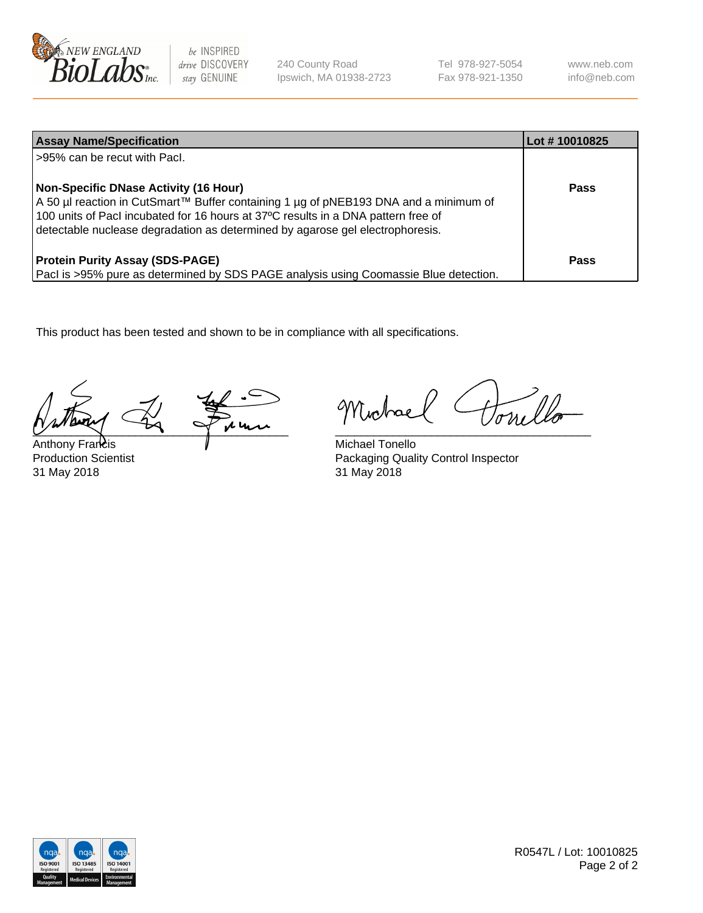| Assay Name/Specification | Lot # 10010825 |
|---|---|
| >95% can be recut with PacI. | |
| **Non-Specific DNase Activity (16 Hour)**<br>A 50 µl reaction in CutSmart™ Buffer containing 1 µg of pNEB193 DNA and a minimum of 100 units of PacI incubated for 16 hours at 37ºC results in a DNA pattern free of detectable nuclease degradation as determined by agarose gel electrophoresis. | **Pass** |
| **Protein Purity Assay (SDS-PAGE)**<br>PacI is >95% pure as determined by SDS PAGE analysis using Coomassie Blue detection. | **Pass** |

This product has been tested and shown to be in compliance with all specifications.

Anthony Francis
Production Scientist
31 May 2018

Michael Tonello
Packaging Quality Control Inspector
31 May 2018

R0547L / Lot: 10010825